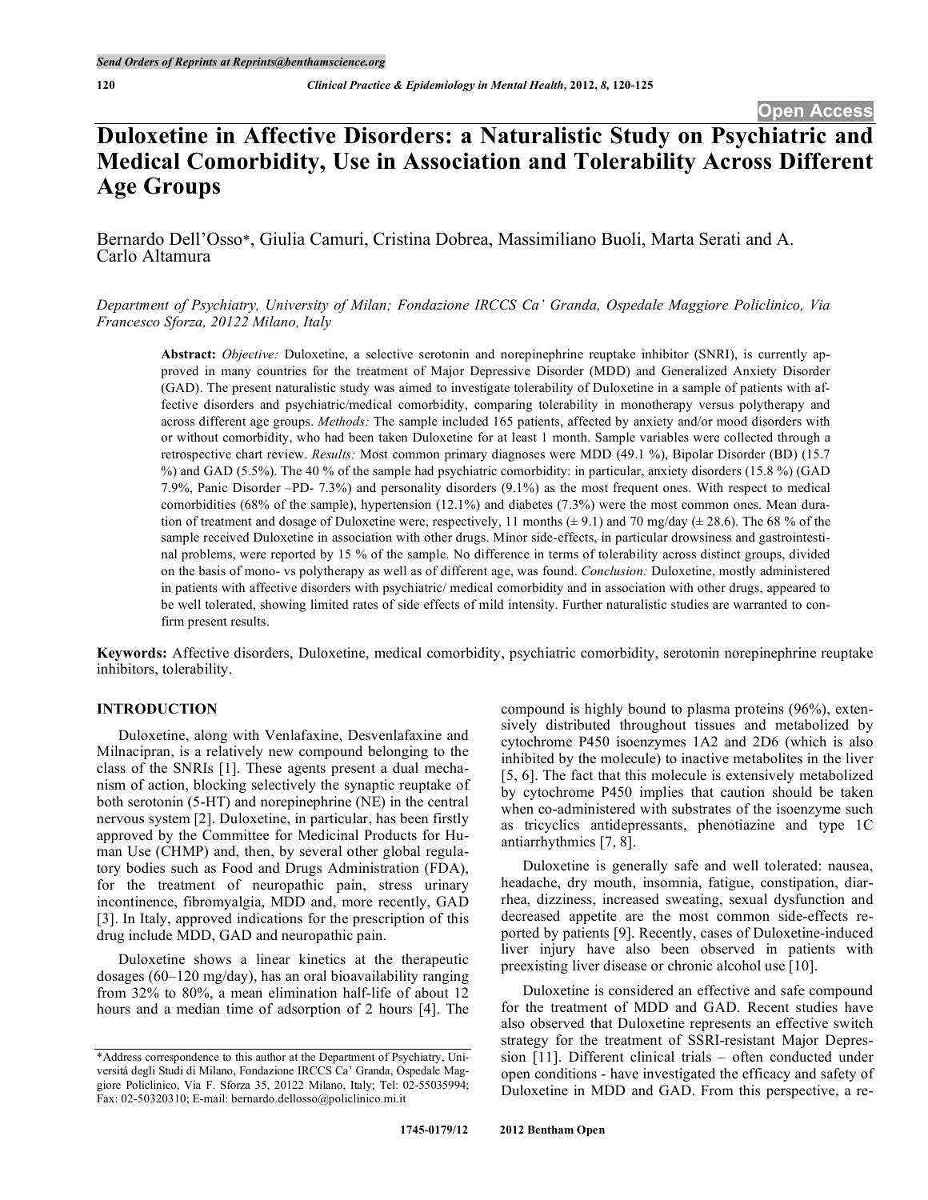# Duloxetine in Affective Disorders: a Naturalistic Study on Psychiatric and Medical Comorbidity, Use in Association and Tolerability Across Different Age Groups

Bernardo Dell'Osso*, Giulia Camuri, Cristina Dobrea, Massimiliano Buoli, Marta Serati and A. Carlo Altamura

*Department of Psychiatry, University of Milan; Fondazione IRCCS Ca' Granda, Ospedale Maggiore Policlinico, Via Francesco Sforza, 20122 Milano, Italy*

**Abstract:** *Objective:* Duloxetine, a selective serotonin and norepinephrine reuptake inhibitor (SNRI), is currently approved in many countries for the treatment of Major Depressive Disorder (MDD) and Generalized Anxiety Disorder (GAD). The present naturalistic study was aimed to investigate tolerability of Duloxetine in a sample of patients with affective disorders and psychiatric/medical comorbidity, comparing tolerability in monotherapy versus polytherapy and across different age groups. *Methods:* The sample included 165 patients, affected by anxiety and/or mood disorders with or without comorbidity, who had been taken Duloxetine for at least 1 month. Sample variables were collected through a retrospective chart review. *Results:* Most common primary diagnoses were MDD (49.1 %), Bipolar Disorder (BD) (15.7 %) and GAD (5.5%). The 40 % of the sample had psychiatric comorbidity: in particular, anxiety disorders (15.8 %) (GAD 7.9%, Panic Disorder –PD- 7.3%) and personality disorders (9.1%) as the most frequent ones. With respect to medical comorbidities (68% of the sample), hypertension (12.1%) and diabetes (7.3%) were the most common ones. Mean duration of treatment and dosage of Duloxetine were, respectively, 11 months (± 9.1) and 70 mg/day (± 28.6). The 68 % of the sample received Duloxetine in association with other drugs. Minor side-effects, in particular drowsiness and gastrointestinal problems, were reported by 15 % of the sample. No difference in terms of tolerability across distinct groups, divided on the basis of mono- vs polytherapy as well as of different age, was found. *Conclusion:* Duloxetine, mostly administered in patients with affective disorders with psychiatric/ medical comorbidity and in association with other drugs, appeared to be well tolerated, showing limited rates of side effects of mild intensity. Further naturalistic studies are warranted to confirm present results.

**Keywords:** Affective disorders, Duloxetine, medical comorbidity, psychiatric comorbidity, serotonin norepinephrine reuptake inhibitors, tolerability.

## INTRODUCTION

Duloxetine, along with Venlafaxine, Desvenlafaxine and Milnacipran, is a relatively new compound belonging to the class of the SNRIs [1]. These agents present a dual mechanism of action, blocking selectively the synaptic reuptake of both serotonin (5-HT) and norepinephrine (NE) in the central nervous system [2]. Duloxetine, in particular, has been firstly approved by the Committee for Medicinal Products for Human Use (CHMP) and, then, by several other global regulatory bodies such as Food and Drugs Administration (FDA), for the treatment of neuropathic pain, stress urinary incontinence, fibromyalgia, MDD and, more recently, GAD [3]. In Italy, approved indications for the prescription of this drug include MDD, GAD and neuropathic pain.

Duloxetine shows a linear kinetics at the therapeutic dosages (60–120 mg/day), has an oral bioavailability ranging from 32% to 80%, a mean elimination half-life of about 12 hours and a median time of adsorption of 2 hours [4]. The compound is highly bound to plasma proteins (96%), extensively distributed throughout tissues and metabolized by cytochrome P450 isoenzymes 1A2 and 2D6 (which is also inhibited by the molecule) to inactive metabolites in the liver [5, 6]. The fact that this molecule is extensively metabolized by cytochrome P450 implies that caution should be taken when co-administered with substrates of the isoenzyme such as tricyclics antidepressants, phenotiazine and type 1C antiarrhythmics [7, 8].

Duloxetine is generally safe and well tolerated: nausea, headache, dry mouth, insomnia, fatigue, constipation, diarrhea, dizziness, increased sweating, sexual dysfunction and decreased appetite are the most common side-effects reported by patients [9]. Recently, cases of Duloxetine-induced liver injury have also been observed in patients with preexisting liver disease or chronic alcohol use [10].

Duloxetine is considered an effective and safe compound for the treatment of MDD and GAD. Recent studies have also observed that Duloxetine represents an effective switch strategy for the treatment of SSRI-resistant Major Depression [11]. Different clinical trials – often conducted under open conditions - have investigated the efficacy and safety of Duloxetine in MDD and GAD. From this perspective, a re-

\*Address correspondence to this author at the Department of Psychiatry, Università degli Studi di Milano, Fondazione IRCCS Ca' Granda, Ospedale Maggiore Policlinico, Via F. Sforza 35, 20122 Milano, Italy; Tel: 02-55035994; Fax: 02-50320310; E-mail: bernardo.dellosso@policlinico.mi.it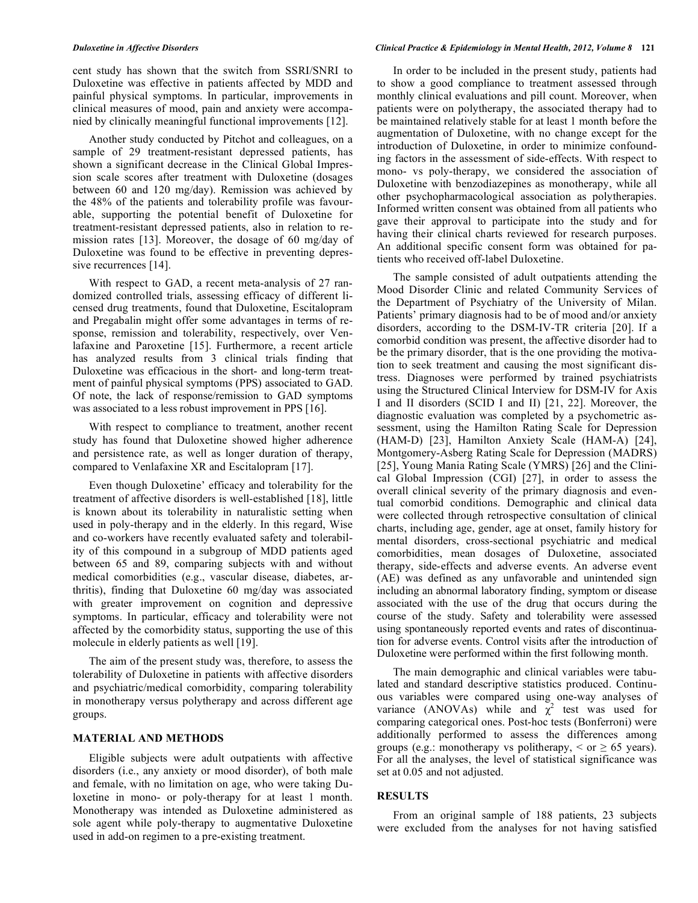cent study has shown that the switch from SSRI/SNRI to Duloxetine was effective in patients affected by MDD and painful physical symptoms. In particular, improvements in clinical measures of mood, pain and anxiety were accompanied by clinically meaningful functional improvements [12].

Another study conducted by Pitchot and colleagues, on a sample of 29 treatment-resistant depressed patients, has shown a significant decrease in the Clinical Global Impression scale scores after treatment with Duloxetine (dosages between 60 and 120 mg/day). Remission was achieved by the 48% of the patients and tolerability profile was favourable, supporting the potential benefit of Duloxetine for treatment-resistant depressed patients, also in relation to remission rates [13]. Moreover, the dosage of 60 mg/day of Duloxetine was found to be effective in preventing depressive recurrences [14].

With respect to GAD, a recent meta-analysis of 27 randomized controlled trials, assessing efficacy of different licensed drug treatments, found that Duloxetine, Escitalopram and Pregabalin might offer some advantages in terms of response, remission and tolerability, respectively, over Venlafaxine and Paroxetine [15]. Furthermore, a recent article has analyzed results from 3 clinical trials finding that Duloxetine was efficacious in the short- and long-term treatment of painful physical symptoms (PPS) associated to GAD. Of note, the lack of response/remission to GAD symptoms was associated to a less robust improvement in PPS [16].

With respect to compliance to treatment, another recent study has found that Duloxetine showed higher adherence and persistence rate, as well as longer duration of therapy, compared to Venlafaxine XR and Escitalopram [17].

Even though Duloxetine' efficacy and tolerability for the treatment of affective disorders is well-established [18], little is known about its tolerability in naturalistic setting when used in poly-therapy and in the elderly. In this regard, Wise and co-workers have recently evaluated safety and tolerability of this compound in a subgroup of MDD patients aged between 65 and 89, comparing subjects with and without medical comorbidities (e.g., vascular disease, diabetes, arthritis), finding that Duloxetine 60 mg/day was associated with greater improvement on cognition and depressive symptoms. In particular, efficacy and tolerability were not affected by the comorbidity status, supporting the use of this molecule in elderly patients as well [19].

The aim of the present study was, therefore, to assess the tolerability of Duloxetine in patients with affective disorders and psychiatric/medical comorbidity, comparing tolerability in monotherapy versus polytherapy and across different age groups.

## MATERIAL AND METHODS

Eligible subjects were adult outpatients with affective disorders (i.e., any anxiety or mood disorder), of both male and female, with no limitation on age, who were taking Duloxetine in mono- or poly-therapy for at least 1 month. Monotherapy was intended as Duloxetine administered as sole agent while poly-therapy to augmentative Duloxetine used in add-on regimen to a pre-existing treatment.

In order to be included in the present study, patients had to show a good compliance to treatment assessed through monthly clinical evaluations and pill count. Moreover, when patients were on polytherapy, the associated therapy had to be maintained relatively stable for at least 1 month before the augmentation of Duloxetine, with no change except for the introduction of Duloxetine, in order to minimize confounding factors in the assessment of side-effects. With respect to mono- vs poly-therapy, we considered the association of Duloxetine with benzodiazepines as monotherapy, while all other psychopharmacological association as polytherapies. Informed written consent was obtained from all patients who gave their approval to participate into the study and for having their clinical charts reviewed for research purposes. An additional specific consent form was obtained for patients who received off-label Duloxetine.

The sample consisted of adult outpatients attending the Mood Disorder Clinic and related Community Services of the Department of Psychiatry of the University of Milan. Patients' primary diagnosis had to be of mood and/or anxiety disorders, according to the DSM-IV-TR criteria [20]. If a comorbid condition was present, the affective disorder had to be the primary disorder, that is the one providing the motivation to seek treatment and causing the most significant distress. Diagnoses were performed by trained psychiatrists using the Structured Clinical Interview for DSM-IV for Axis I and II disorders (SCID I and II) [21, 22]. Moreover, the diagnostic evaluation was completed by a psychometric assessment, using the Hamilton Rating Scale for Depression (HAM-D) [23], Hamilton Anxiety Scale (HAM-A) [24], Montgomery-Asberg Rating Scale for Depression (MADRS) [25], Young Mania Rating Scale (YMRS) [26] and the Clinical Global Impression (CGI) [27], in order to assess the overall clinical severity of the primary diagnosis and eventual comorbid conditions. Demographic and clinical data were collected through retrospective consultation of clinical charts, including age, gender, age at onset, family history for mental disorders, cross-sectional psychiatric and medical comorbidities, mean dosages of Duloxetine, associated therapy, side-effects and adverse events. An adverse event (AE) was defined as any unfavorable and unintended sign including an abnormal laboratory finding, symptom or disease associated with the use of the drug that occurs during the course of the study. Safety and tolerability were assessed using spontaneously reported events and rates of discontinuation for adverse events. Control visits after the introduction of Duloxetine were performed within the first following month.

The main demographic and clinical variables were tabulated and standard descriptive statistics produced. Continuous variables were compared using one-way analyses of variance (ANOVAs) while and $\chi^2$ test was used for comparing categorical ones. Post-hoc tests (Bonferroni) were additionally performed to assess the differences among groups (e.g.: monotherapy vs politherapy, < or ≥ 65 years). For all the analyses, the level of statistical significance was set at 0.05 and not adjusted.

## RESULTS

From an original sample of 188 patients, 23 subjects were excluded from the analyses for not having satisfied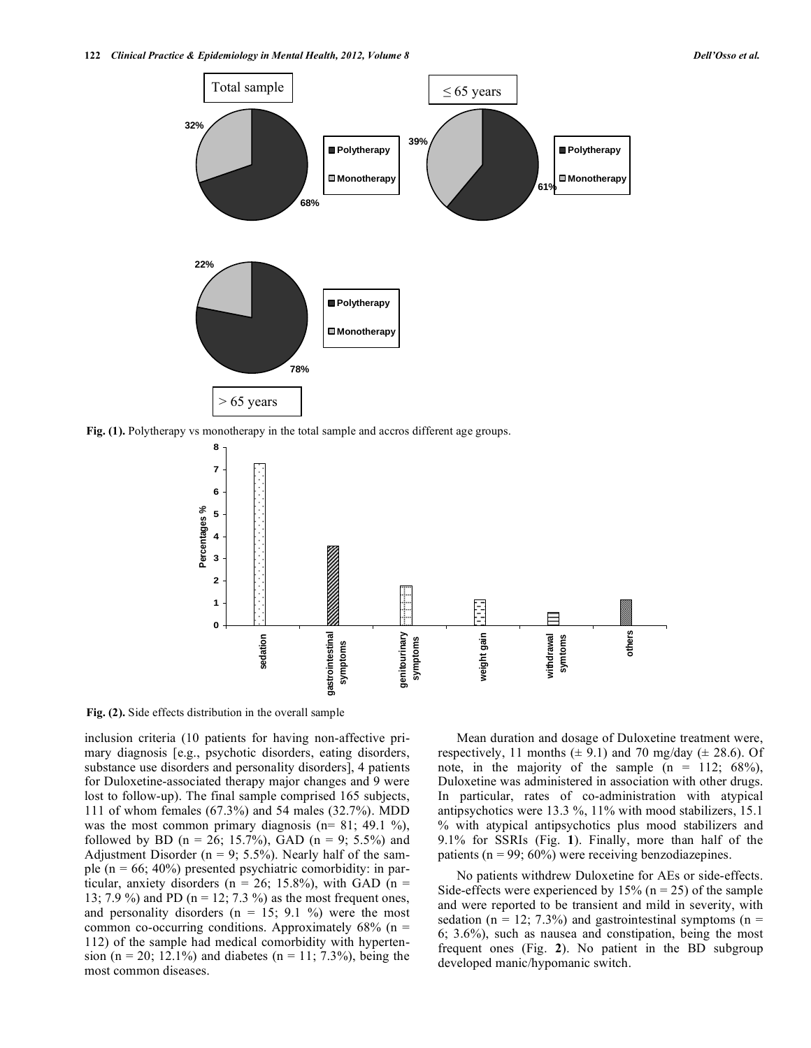Fig. (1). Polytherapy vs monotherapy in the total sample and accros different age groups.

Fig. (2). Side effects distribution in the overall sample

inclusion criteria (10 patients for having non-affective primary diagnosis [e.g., psychotic disorders, eating disorders, substance use disorders and personality disorders], 4 patients for Duloxetine-associated therapy major changes and 9 were lost to follow-up). The final sample comprised 165 subjects, 111 of whom females (67.3%) and 54 males (32.7%). MDD was the most common primary diagnosis (n= 81; 49.1 %), followed by BD (n = 26; 15.7%), GAD (n = 9; 5.5%) and Adjustment Disorder (n = 9; 5.5%). Nearly half of the sample (n = 66; 40%) presented psychiatric comorbidity: in particular, anxiety disorders (n = 26; 15.8%), with GAD (n = 13; 7.9 %) and PD (n = 12; 7.3 %) as the most frequent ones, and personality disorders (n = 15; 9.1 %) were the most common co-occurring conditions. Approximately 68% (n = 112) of the sample had medical comorbidity with hypertension (n = 20; 12.1%) and diabetes (n = 11; 7.3%), being the most common diseases.

Mean duration and dosage of Duloxetine treatment were, respectively, 11 months (± 9.1) and 70 mg/day (± 28.6). Of note, in the majority of the sample (n = 112; 68%), Duloxetine was administered in association with other drugs. In particular, rates of co-administration with atypical antipsychotics were 13.3 %, 11% with mood stabilizers, 15.1 % with atypical antipsychotics plus mood stabilizers and 9.1% for SSRIs (Fig. **1**). Finally, more than half of the patients (n = 99; 60%) were receiving benzodiazepines.

No patients withdrew Duloxetine for AEs or side-effects. Side-effects were experienced by 15% (n = 25) of the sample and were reported to be transient and mild in severity, with sedation (n = 12; 7.3%) and gastrointestinal symptoms (n = 6; 3.6%), such as nausea and constipation, being the most frequent ones (Fig. **2**). No patient in the BD subgroup developed manic/hypomanic switch.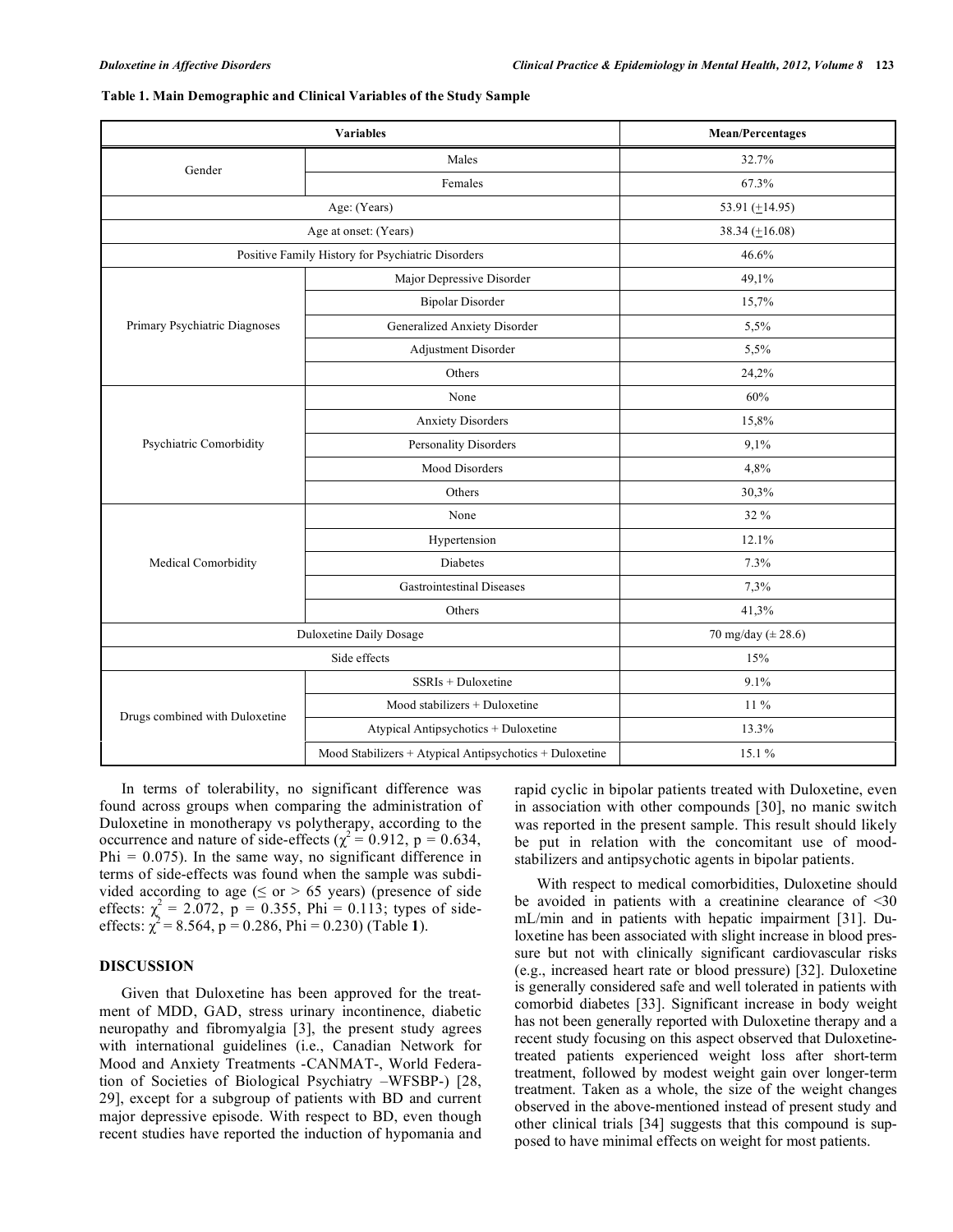**Table 1. Main Demographic and Clinical Variables of the Study Sample**

| Variables | | Mean/Percentages |
|---|---|---|
| Gender | Males | 32.7% |
| | Females | 67.3% |
| Age: (Years) | | 53.91 (±14.95) |
| Age at onset: (Years) | | 38.34 (±16.08) |
| Positive Family History for Psychiatric Disorders | | 46.6% |
| Primary Psychiatric Diagnoses | Major Depressive Disorder | 49,1% |
| | Bipolar Disorder | 15,7% |
| | Generalized Anxiety Disorder | 5,5% |
| | Adjustment Disorder | 5,5% |
| | Others | 24,2% |
| Psychiatric Comorbidity | None | 60% |
| | Anxiety Disorders | 15,8% |
| | Personality Disorders | 9,1% |
| | Mood Disorders | 4,8% |
| | Others | 30,3% |
| Medical Comorbidity | None | 32 % |
| | Hypertension | 12.1% |
| | Diabetes | 7.3% |
| | Gastrointestinal Diseases | 7,3% |
| | Others | 41,3% |
| Duloxetine Daily Dosage | | 70 mg/day (± 28.6) |
| Side effects | | 15% |
| Drugs combined with Duloxetine | SSRIs + Duloxetine | 9.1% |
| | Mood stabilizers + Duloxetine | 11 % |
| | Atypical Antipsychotics + Duloxetine | 13.3% |
| | Mood Stabilizers + Atypical Antipsychotics + Duloxetine | 15.1 % |

In terms of tolerability, no significant difference was found across groups when comparing the administration of Duloxetine in monotherapy vs polytherapy, according to the occurrence and nature of side-effects ($\chi^2 = 0.912$, $p = 0.634$, Phi = 0.075). In the same way, no significant difference in terms of side-effects was found when the sample was subdivided according to age (≤ or > 65 years) (presence of side effects: $\chi^2 = 2.072$, $p = 0.355$, Phi = 0.113; types of side-effects: $\chi^2 = 8.564$, $p = 0.286$, Phi = 0.230) (Table **1**).

## DISCUSSION

Given that Duloxetine has been approved for the treatment of MDD, GAD, stress urinary incontinence, diabetic neuropathy and fibromyalgia [3], the present study agrees with international guidelines (i.e., Canadian Network for Mood and Anxiety Treatments -CANMAT-, World Federation of Societies of Biological Psychiatry –WFSBP-) [28, 29], except for a subgroup of patients with BD and current major depressive episode. With respect to BD, even though recent studies have reported the induction of hypomania and rapid cyclic in bipolar patients treated with Duloxetine, even in association with other compounds [30], no manic switch was reported in the present sample. This result should likely be put in relation with the concomitant use of mood-stabilizers and antipsychotic agents in bipolar patients.

With respect to medical comorbidities, Duloxetine should be avoided in patients with a creatinine clearance of <30 mL/min and in patients with hepatic impairment [31]. Duloxetine has been associated with slight increase in blood pressure but not with clinically significant cardiovascular risks (e.g., increased heart rate or blood pressure) [32]. Duloxetine is generally considered safe and well tolerated in patients with comorbid diabetes [33]. Significant increase in body weight has not been generally reported with Duloxetine therapy and a recent study focusing on this aspect observed that Duloxetine-treated patients experienced weight loss after short-term treatment, followed by modest weight gain over longer-term treatment. Taken as a whole, the size of the weight changes observed in the above-mentioned instead of present study and other clinical trials [34] suggests that this compound is supposed to have minimal effects on weight for most patients.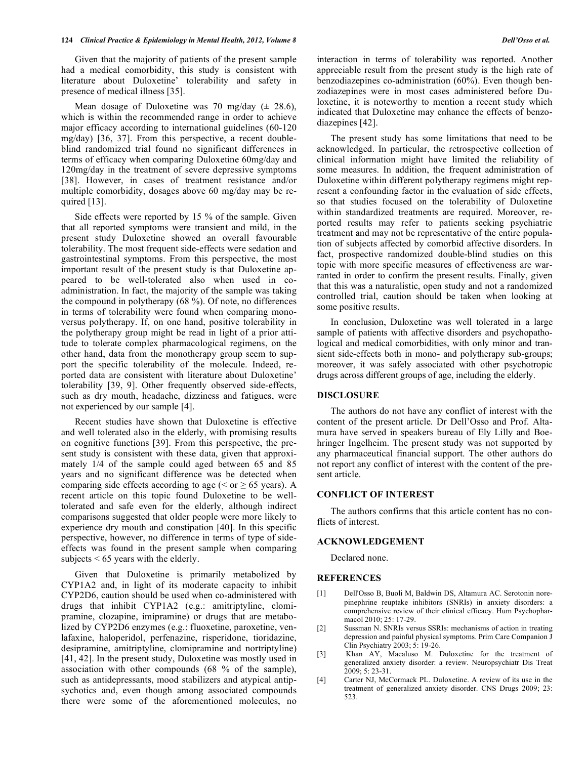Given that the majority of patients of the present sample had a medical comorbidity, this study is consistent with literature about Duloxetine' tolerability and safety in presence of medical illness [35].

Mean dosage of Duloxetine was 70 mg/day (± 28.6), which is within the recommended range in order to achieve major efficacy according to international guidelines (60-120 mg/day) [36, 37]. From this perspective, a recent double-blind randomized trial found no significant differences in terms of efficacy when comparing Duloxetine 60mg/day and 120mg/day in the treatment of severe depressive symptoms [38]. However, in cases of treatment resistance and/or multiple comorbidity, dosages above 60 mg/day may be required [13].

Side effects were reported by 15 % of the sample. Given that all reported symptoms were transient and mild, in the present study Duloxetine showed an overall favourable tolerability. The most frequent side-effects were sedation and gastrointestinal symptoms. From this perspective, the most important result of the present study is that Duloxetine appeared to be well-tolerated also when used in co-administration. In fact, the majority of the sample was taking the compound in polytherapy (68 %). Of note, no differences in terms of tolerability were found when comparing mono- versus polytherapy. If, on one hand, positive tolerability in the polytherapy group might be read in light of a prior attitude to tolerate complex pharmacological regimens, on the other hand, data from the monotherapy group seem to support the specific tolerability of the molecule. Indeed, reported data are consistent with literature about Duloxetine' tolerability [39, 9]. Other frequently observed side-effects, such as dry mouth, headache, dizziness and fatigues, were not experienced by our sample [4].

Recent studies have shown that Duloxetine is effective and well tolerated also in the elderly, with promising results on cognitive functions [39]. From this perspective, the present study is consistent with these data, given that approximately 1/4 of the sample could aged between 65 and 85 years and no significant difference was be detected when comparing side effects according to age (< or ≥ 65 years). A recent article on this topic found Duloxetine to be well-tolerated and safe even for the elderly, although indirect comparisons suggested that older people were more likely to experience dry mouth and constipation [40]. In this specific perspective, however, no difference in terms of type of side-effects was found in the present sample when comparing subjects < 65 years with the elderly.

Given that Duloxetine is primarily metabolized by CYP1A2 and, in light of its moderate capacity to inhibit CYP2D6, caution should be used when co-administered with drugs that inhibit CYP1A2 (e.g.: amitriptyline, clomipramine, clozapine, imipramine) or drugs that are metabolized by CYP2D6 enzymes (e.g.: fluoxetine, paroxetine, venlafaxine, haloperidol, perfenazine, risperidone, tioridazine, desipramine, amitriptyline, clomipramine and nortriptyline) [41, 42]. In the present study, Duloxetine was mostly used in association with other compounds (68 % of the sample), such as antidepressants, mood stabilizers and atypical antipsychotics and, even though among associated compounds there were some of the aforementioned molecules, no interaction in terms of tolerability was reported. Another appreciable result from the present study is the high rate of benzodiazepines co-administration (60%). Even though benzodiazepines were in most cases administered before Duloxetine, it is noteworthy to mention a recent study which indicated that Duloxetine may enhance the effects of benzodiazepines [42].

The present study has some limitations that need to be acknowledged. In particular, the retrospective collection of clinical information might have limited the reliability of some measures. In addition, the frequent administration of Duloxetine within different polytherapy regimens might represent a confounding factor in the evaluation of side effects, so that studies focused on the tolerability of Duloxetine within standardized treatments are required. Moreover, reported results may refer to patients seeking psychiatric treatment and may not be representative of the entire population of subjects affected by comorbid affective disorders. In fact, prospective randomized double-blind studies on this topic with more specific measures of effectiveness are warranted in order to confirm the present results. Finally, given that this was a naturalistic, open study and not a randomized controlled trial, caution should be taken when looking at some positive results.

In conclusion, Duloxetine was well tolerated in a large sample of patients with affective disorders and psychopathological and medical comorbidities, with only minor and transient side-effects both in mono- and polytherapy sub-groups; moreover, it was safely associated with other psychotropic drugs across different groups of age, including the elderly.

## DISCLOSURE

The authors do not have any conflict of interest with the content of the present article. Dr Dell'Osso and Prof. Altamura have served in speakers bureau of Ely Lilly and Boehringer Ingelheim. The present study was not supported by any pharmaceutical financial support. The other authors do not report any conflict of interest with the content of the present article.

## CONFLICT OF INTEREST

The authors confirms that this article content has no conflicts of interest.

## ACKNOWLEDGEMENT

Declared none.

## REFERENCES

[1] Dell'Osso B, Buoli M, Baldwin DS, Altamura AC. Serotonin norepinephrine reuptake inhibitors (SNRIs) in anxiety disorders: a comprehensive review of their clinical efficacy. Hum Psychopharmacol 2010; 25: 17-29.

[2] Sussman N. SNRIs versus SSRIs: mechanisms of action in treating depression and painful physical symptoms. Prim Care Companion J Clin Psychiatry 2003; 5: 19-26.

[3] Khan AY, Macaluso M. Duloxetine for the treatment of generalized anxiety disorder: a review. Neuropsychiatr Dis Treat 2009; 5: 23-31.

[4] Carter NJ, McCormack PL. Duloxetine. A review of its use in the treatment of generalized anxiety disorder. CNS Drugs 2009; 23: 523.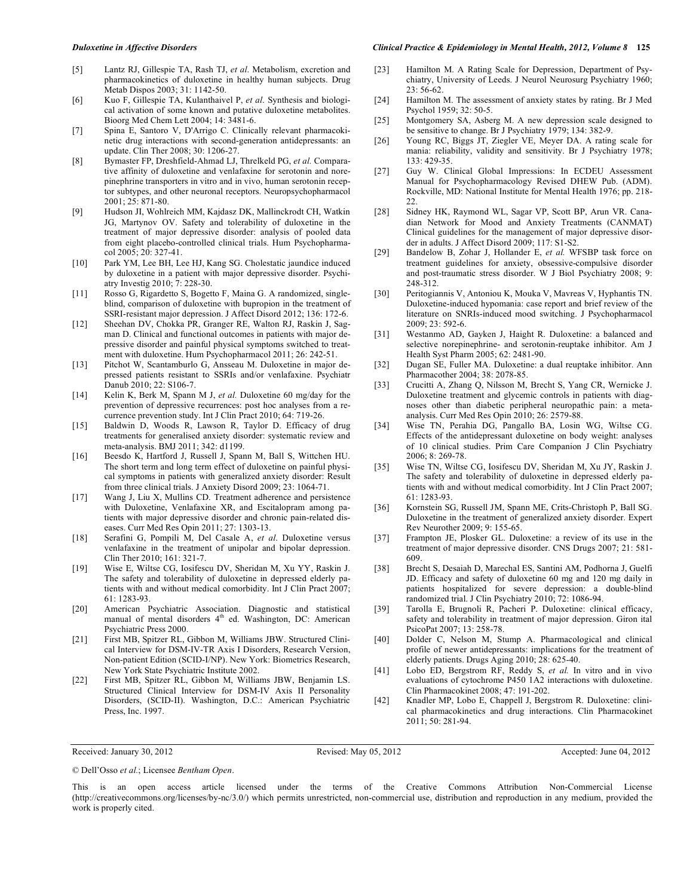[5] Lantz RJ, Gillespie TA, Rash TJ, *et al*. Metabolism, excretion and pharmacokinetics of duloxetine in healthy human subjects. Drug Metab Dispos 2003; 31: 1142-50.

[6] Kuo F, Gillespie TA, Kulanthaivel P, *et al*. Synthesis and biological activation of some known and putative duloxetine metabolites. Bioorg Med Chem Lett 2004; 14: 3481-6.

[7] Spina E, Santoro V, D'Arrigo C. Clinically relevant pharmacokinetic drug interactions with second-generation antidepressants: an update. Clin Ther 2008; 30: 1206-27.

[8] Bymaster FP, Dreshfield-Ahmad LJ, Threlkeld PG, *et al*. Comparative affinity of duloxetine and venlafaxine for serotonin and norepinephrine transporters in vitro and in vivo, human serotonin receptor subtypes, and other neuronal receptors. Neuropsychopharmacol 2001; 25: 871-80.

[9] Hudson JI, Wohlreich MM, Kajdasz DK, Mallinckrodt CH, Watkin JG, Martynov OV. Safety and tolerability of duloxetine in the treatment of major depressive disorder: analysis of pooled data from eight placebo-controlled clinical trials. Hum Psychopharmacol 2005; 20: 327-41.

[10] Park YM, Lee BH, Lee HJ, Kang SG. Cholestatic jaundice induced by duloxetine in a patient with major depressive disorder. Psychiatry Investig 2010; 7: 228-30.

[11] Rosso G, Rigardetto S, Bogetto F, Maina G. A randomized, single-blind, comparison of duloxetine with bupropion in the treatment of SSRI-resistant major depression. J Affect Disord 2012; 136: 172-6.

[12] Sheehan DV, Chokka PR, Granger RE, Walton RJ, Raskin J, Sagman D. Clinical and functional outcomes in patients with major depressive disorder and painful physical symptoms switched to treatment with duloxetine. Hum Psychopharmacol 2011; 26: 242-51.

[13] Pitchot W, Scantamburlo G, Ansseau M. Duloxetine in major depressed patients resistant to SSRIs and/or venlafaxine. Psychiatr Danub 2010; 22: S106-7.

[14] Kelin K, Berk M, Spann M J, *et al.* Duloxetine 60 mg/day for the prevention of depressive recurrences: post hoc analyses from a recurrence prevention study. Int J Clin Pract 2010; 64: 719-26.

[15] Baldwin D, Woods R, Lawson R, Taylor D. Efficacy of drug treatments for generalised anxiety disorder: systematic review and meta-analysis. BMJ 2011; 342: d1199.

[16] Beesdo K, Hartford J, Russell J, Spann M, Ball S, Wittchen HU. The short term and long term effect of duloxetine on painful physical symptoms in patients with generalized anxiety disorder: Result from three clinical trials. J Anxiety Disord 2009; 23: 1064-71.

[17] Wang J, Liu X, Mullins CD. Treatment adherence and persistence with Duloxetine, Venlafaxine XR, and Escitalopram among patients with major depressive disorder and chronic pain-related diseases. Curr Med Res Opin 2011; 27: 1303-13.

[18] Serafini G, Pompili M, Del Casale A, *et al*. Duloxetine versus venlafaxine in the treatment of unipolar and bipolar depression. Clin Ther 2010; 161: 321-7.

[19] Wise E, Wiltse CG, Iosifescu DV, Sheridan M, Xu YY, Raskin J. The safety and tolerability of duloxetine in depressed elderly patients with and without medical comorbidity. Int J Clin Pract 2007; 61: 1283-93.

[20] American Psychiatric Association. Diagnostic and statistical manual of mental disorders 4th ed. Washington, DC: American Psychiatric Press 2000.

[21] First MB, Spitzer RL, Gibbon M, Williams JBW. Structured Clinical Interview for DSM-IV-TR Axis I Disorders, Research Version, Non-patient Edition (SCID-I/NP). New York: Biometrics Research, New York State Psychiatric Institute 2002.

[22] First MB, Spitzer RL, Gibbon M, Williams JBW, Benjamin LS. Structured Clinical Interview for DSM-IV Axis II Personality Disorders, (SCID-II). Washington, D.C.: American Psychiatric Press, Inc. 1997.

[23] Hamilton M. A Rating Scale for Depression, Department of Psychiatry, University of Leeds. J Neurol Neurosurg Psychiatry 1960; 23: 56-62.

[24] Hamilton M. The assessment of anxiety states by rating. Br J Med Psychol 1959; 32: 50-5.

[25] Montgomery SA, Asberg M. A new depression scale designed to be sensitive to change. Br J Psychiatry 1979; 134: 382-9.

[26] Young RC, Biggs JT, Ziegler VE, Meyer DA. A rating scale for mania: reliability, validity and sensitivity. Br J Psychiatry 1978; 133: 429-35.

[27] Guy W. Clinical Global Impressions: In ECDEU Assessment Manual for Psychopharmacology Revised DHEW Pub. (ADM). Rockville, MD: National Institute for Mental Health 1976; pp. 218-22.

[28] Sidney HK, Raymond WL, Sagar VP, Scott BP, Arun VR. Canadian Network for Mood and Anxiety Treatments (CANMAT) Clinical guidelines for the management of major depressive disorder in adults. J Affect Disord 2009; 117: S1-S2.

[29] Bandelow B, Zohar J, Hollander E, *et al.* WFSBP task force on treatment guidelines for anxiety, obsessive-compulsive disorder and post-traumatic stress disorder. W J Biol Psychiatry 2008; 9: 248-312.

[30] Peritogiannis V, Antoniou K, Mouka V, Mavreas V, Hyphantis TN. Duloxetine-induced hypomania: case report and brief review of the literature on SNRIs-induced mood switching. J Psychopharmacol 2009; 23: 592-6.

[31] Westanmo AD, Gayken J, Haight R. Duloxetine: a balanced and selective norepinephrine- and serotonin-reuptake inhibitor. Am J Health Syst Pharm 2005; 62: 2481-90.

[32] Dugan SE, Fuller MA. Duloxetine: a dual reuptake inhibitor. Ann Pharmacother 2004; 38: 2078-85.

[33] Crucitti A, Zhang Q, Nilsson M, Brecht S, Yang CR, Wernicke J. Duloxetine treatment and glycemic controls in patients with diagnoses other than diabetic peripheral neuropathic pain: a meta-analysis. Curr Med Res Opin 2010; 26: 2579-88.

[34] Wise TN, Perahia DG, Pangallo BA, Losin WG, Wiltse CG. Effects of the antidepressant duloxetine on body weight: analyses of 10 clinical studies. Prim Care Companion J Clin Psychiatry 2006; 8: 269-78.

[35] Wise TN, Wiltse CG, Iosifescu DV, Sheridan M, Xu JY, Raskin J. The safety and tolerability of duloxetine in depressed elderly patients with and without medical comorbidity. Int J Clin Pract 2007; 61: 1283-93.

[36] Kornstein SG, Russell JM, Spann ME, Crits-Christoph P, Ball SG. Duloxetine in the treatment of generalized anxiety disorder. Expert Rev Neurother 2009; 9: 155-65.

[37] Frampton JE, Plosker GL. Duloxetine: a review of its use in the treatment of major depressive disorder. CNS Drugs 2007; 21: 581-609.

[38] Brecht S, Desaiah D, Marechal ES, Santini AM, Podhorna J, Guelfi JD. Efficacy and safety of duloxetine 60 mg and 120 mg daily in patients hospitalized for severe depression: a double-blind randomized trial. J Clin Psychiatry 2010; 72: 1086-94.

[39] Tarolla E, Brugnoli R, Pacheri P. Duloxetine: clinical efficacy, safety and tolerability in treatment of major depression. Giron ital PsicoPat 2007; 13: 258-78.

[40] Dolder C, Nelson M, Stump A. Pharmacological and clinical profile of newer antidepressants: implications for the treatment of elderly patients. Drugs Aging 2010; 28: 625-40.

[41] Lobo ED, Bergstrom RF, Reddy S, *et al.* In vitro and in vivo evaluations of cytochrome P450 1A2 interactions with duloxetine. Clin Pharmacokinet 2008; 47: 191-202.

[42] Knadler MP, Lobo E, Chappell J, Bergstrom R. Duloxetine: clinical pharmacokinetics and drug interactions. Clin Pharmacokinet 2011; 50: 281-94.

Received: January 30, 2012 Revised: May 05, 2012 Accepted: June 04, 2012

© Dell'Osso *et al*.; Licensee *Bentham Open*.

This is an open access article licensed under the terms of the Creative Commons Attribution Non-Commercial License (http://creativecommons.org/licenses/by-nc/3.0/) which permits unrestricted, non-commercial use, distribution and reproduction in any medium, provided the work is properly cited.